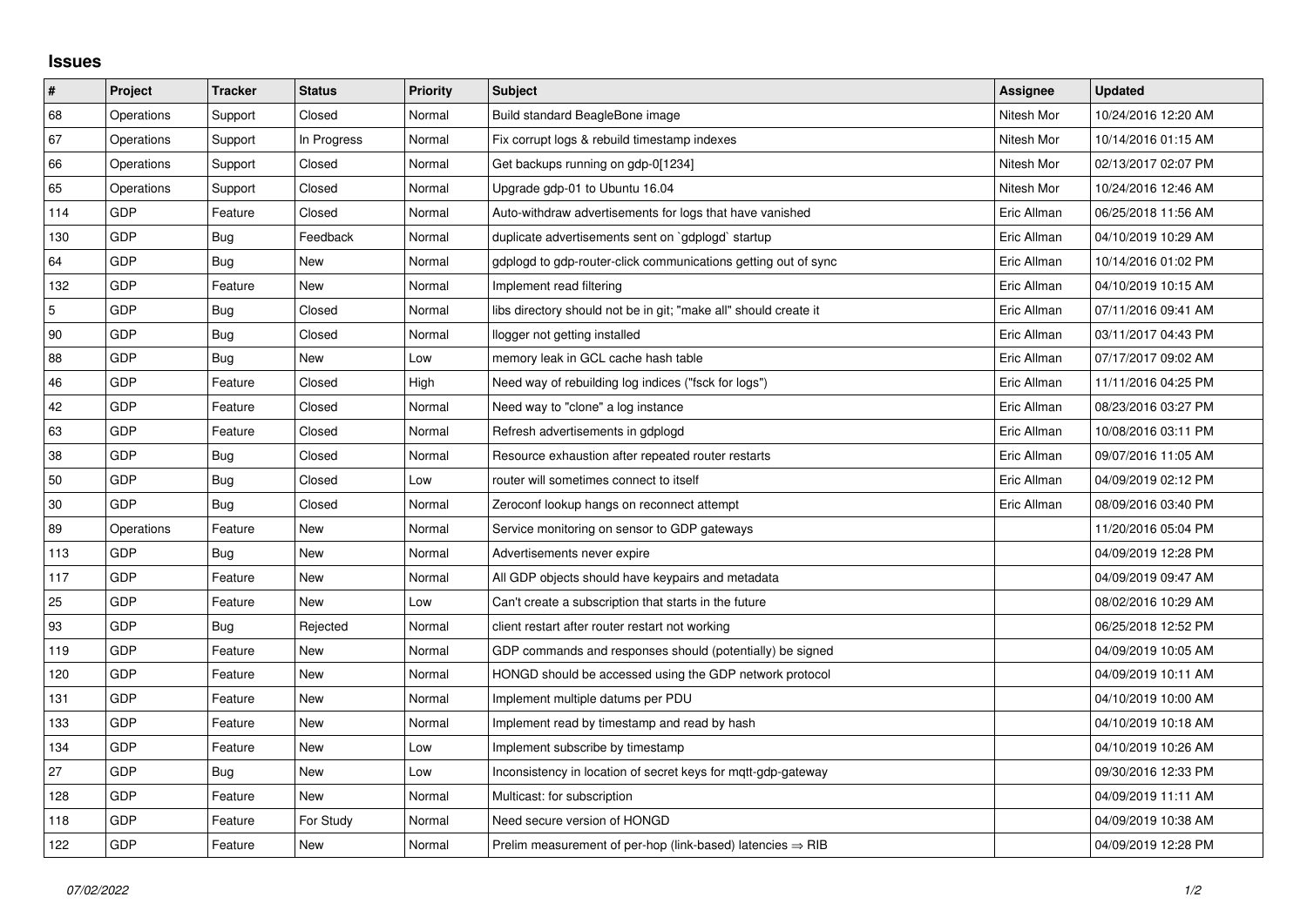## Issues

| # | Project | Tracker | Status | Priority | Subject | Assignee | Updated |
|---|---|---|---|---|---|---|---|
| 68 | Operations | Support | Closed | Normal | Build standard BeagleBone image | Nitesh Mor | 10/24/2016 12:20 AM |
| 67 | Operations | Support | In Progress | Normal | Fix corrupt logs & rebuild timestamp indexes | Nitesh Mor | 10/14/2016 01:15 AM |
| 66 | Operations | Support | Closed | Normal | Get backups running on gdp-0[1234] | Nitesh Mor | 02/13/2017 02:07 PM |
| 65 | Operations | Support | Closed | Normal | Upgrade gdp-01 to Ubuntu 16.04 | Nitesh Mor | 10/24/2016 12:46 AM |
| 114 | GDP | Feature | Closed | Normal | Auto-withdraw advertisements for logs that have vanished | Eric Allman | 06/25/2018 11:56 AM |
| 130 | GDP | Bug | Feedback | Normal | duplicate advertisements sent on `gdplogd` startup | Eric Allman | 04/10/2019 10:29 AM |
| 64 | GDP | Bug | New | Normal | gdplogd to gdp-router-click communications getting out of sync | Eric Allman | 10/14/2016 01:02 PM |
| 132 | GDP | Feature | New | Normal | Implement read filtering | Eric Allman | 04/10/2019 10:15 AM |
| 5 | GDP | Bug | Closed | Normal | libs directory should not be in git; "make all" should create it | Eric Allman | 07/11/2016 09:41 AM |
| 90 | GDP | Bug | Closed | Normal | llogger not getting installed | Eric Allman | 03/11/2017 04:43 PM |
| 88 | GDP | Bug | New | Low | memory leak in GCL cache hash table | Eric Allman | 07/17/2017 09:02 AM |
| 46 | GDP | Feature | Closed | High | Need way of rebuilding log indices ("fsck for logs") | Eric Allman | 11/11/2016 04:25 PM |
| 42 | GDP | Feature | Closed | Normal | Need way to "clone" a log instance | Eric Allman | 08/23/2016 03:27 PM |
| 63 | GDP | Feature | Closed | Normal | Refresh advertisements in gdplogd | Eric Allman | 10/08/2016 03:11 PM |
| 38 | GDP | Bug | Closed | Normal | Resource exhaustion after repeated router restarts | Eric Allman | 09/07/2016 11:05 AM |
| 50 | GDP | Bug | Closed | Low | router will sometimes connect to itself | Eric Allman | 04/09/2019 02:12 PM |
| 30 | GDP | Bug | Closed | Normal | Zeroconf lookup hangs on reconnect attempt | Eric Allman | 08/09/2016 03:40 PM |
| 89 | Operations | Feature | New | Normal | Service monitoring on sensor to GDP gateways | | 11/20/2016 05:04 PM |
| 113 | GDP | Bug | New | Normal | Advertisements never expire | | 04/09/2019 12:28 PM |
| 117 | GDP | Feature | New | Normal | All GDP objects should have keypairs and metadata | | 04/09/2019 09:47 AM |
| 25 | GDP | Feature | New | Low | Can't create a subscription that starts in the future | | 08/02/2016 10:29 AM |
| 93 | GDP | Bug | Rejected | Normal | client restart after router restart not working | | 06/25/2018 12:52 PM |
| 119 | GDP | Feature | New | Normal | GDP commands and responses should (potentially) be signed | | 04/09/2019 10:05 AM |
| 120 | GDP | Feature | New | Normal | HONGD should be accessed using the GDP network protocol | | 04/09/2019 10:11 AM |
| 131 | GDP | Feature | New | Normal | Implement multiple datums per PDU | | 04/10/2019 10:00 AM |
| 133 | GDP | Feature | New | Normal | Implement read by timestamp and read by hash | | 04/10/2019 10:18 AM |
| 134 | GDP | Feature | New | Low | Implement subscribe by timestamp | | 04/10/2019 10:26 AM |
| 27 | GDP | Bug | New | Low | Inconsistency in location of secret keys for mqtt-gdp-gateway | | 09/30/2016 12:33 PM |
| 128 | GDP | Feature | New | Normal | Multicast: for subscription | | 04/09/2019 11:11 AM |
| 118 | GDP | Feature | For Study | Normal | Need secure version of HONGD | | 04/09/2019 10:38 AM |
| 122 | GDP | Feature | New | Normal | Prelim measurement of per-hop (link-based) latencies ⇒ RIB | | 04/09/2019 12:28 PM |

*07/02/2022*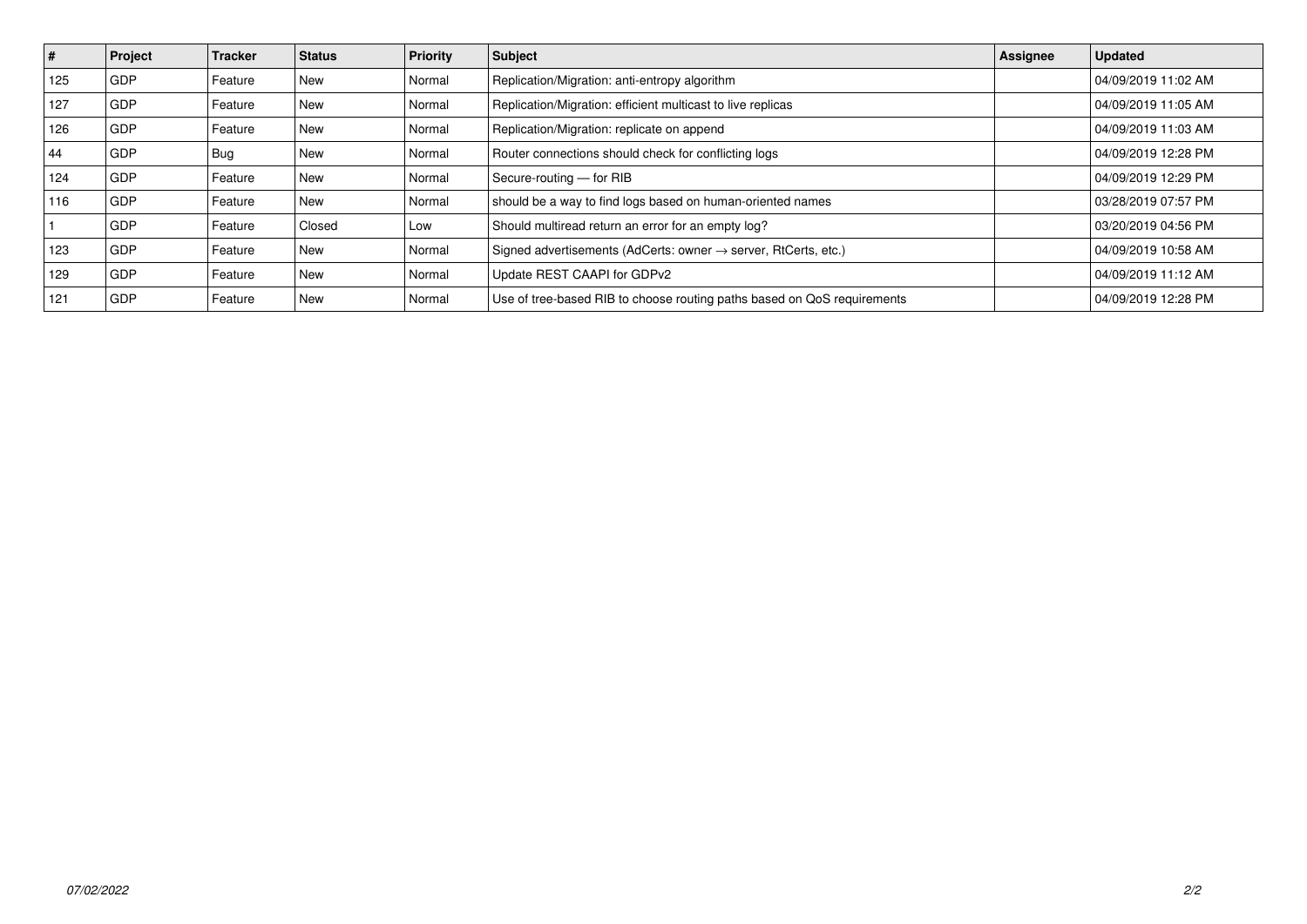| # | Project | Tracker | Status | Priority | Subject | Assignee | Updated |
|---|---|---|---|---|---|---|---|
| 125 | GDP | Feature | New | Normal | Replication/Migration: anti-entropy algorithm | | 04/09/2019 11:02 AM |
| 127 | GDP | Feature | New | Normal | Replication/Migration: efficient multicast to live replicas | | 04/09/2019 11:05 AM |
| 126 | GDP | Feature | New | Normal | Replication/Migration: replicate on append | | 04/09/2019 11:03 AM |
| 44 | GDP | Bug | New | Normal | Router connections should check for conflicting logs | | 04/09/2019 12:28 PM |
| 124 | GDP | Feature | New | Normal | Secure-routing — for RIB | | 04/09/2019 12:29 PM |
| 116 | GDP | Feature | New | Normal | should be a way to find logs based on human-oriented names | | 03/28/2019 07:57 PM |
| 1 | GDP | Feature | Closed | Low | Should multiread return an error for an empty log? | | 03/20/2019 04:56 PM |
| 123 | GDP | Feature | New | Normal | Signed advertisements (AdCerts: owner → server, RtCerts, etc.) | | 04/09/2019 10:58 AM |
| 129 | GDP | Feature | New | Normal | Update REST CAAPI for GDPv2 | | 04/09/2019 11:12 AM |
| 121 | GDP | Feature | New | Normal | Use of tree-based RIB to choose routing paths based on QoS requirements | | 04/09/2019 12:28 PM |